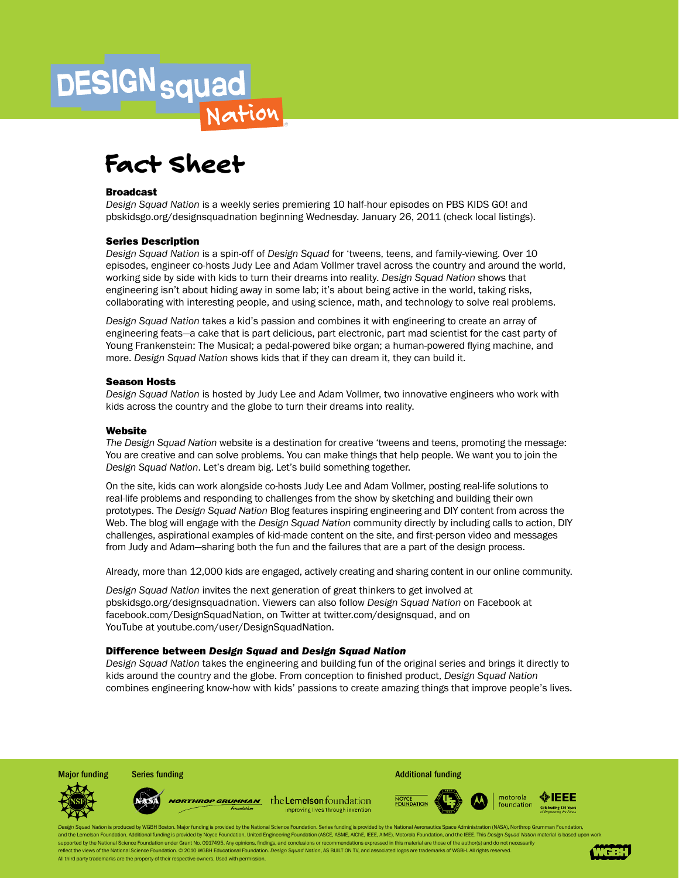# Fact Sheet

### Broadcast

*Design Squad Nation* is a weekly series premiering 10 half-hour episodes on PBS KIDS GO! and pbskidsgo.org/designsquadnation beginning Wednesday. January 26, 2011 (check local listings).

### Series Description

*Design Squad Nation* is a spin-off of *Design Squad* for 'tweens, teens, and family-viewing. Over 10 episodes, engineer co-hosts Judy Lee and Adam Vollmer travel across the country and around the world, working side by side with kids to turn their dreams into reality. *Design Squad Nation* shows that engineering isn't about hiding away in some lab; it's about being active in the world, taking risks, collaborating with interesting people, and using science, math, and technology to solve real problems.

*Design Squad Nation* takes a kid's passion and combines it with engineering to create an array of engineering feats—a cake that is part delicious, part electronic, part mad scientist for the cast party of Young Frankenstein: The Musical; a pedal-powered bike organ; a human-powered flying machine, and more. *Design Squad Nation* shows kids that if they can dream it, they can build it.

### Season Hosts

*Design Squad Nation* is hosted by Judy Lee and Adam Vollmer, two innovative engineers who work with kids across the country and the globe to turn their dreams into reality.

### Website

*The Design Squad Nation* website is a destination for creative 'tweens and teens, promoting the message: You are creative and can solve problems. You can make things that help people. We want you to join the *Design Squad Nation*. Let's dream big. Let's build something together.

On the site, kids can work alongside co-hosts Judy Lee and Adam Vollmer, posting real-life solutions to real-life problems and responding to challenges from the show by sketching and building their own prototypes. The *Design Squad Nation* Blog features inspiring engineering and DIY content from across the Web. The blog will engage with the *Design Squad Nation* community directly by including calls to action, DIY challenges, aspirational examples of kid-made content on the site, and first-person video and messages from Judy and Adam—sharing both the fun and the failures that are a part of the design process.

Already, more than 12,000 kids are engaged, actively creating and sharing content in our online community.

*Design Squad Nation* invites the next generation of great thinkers to get involved at pbskidsgo.org/designsquadnation. Viewers can also follow *Design Squad Nation* on Facebook at facebook.com/DesignSquadNation, on Twitter at twitter.com/designsquad, and on YouTube at youtube.com/user/DesignSquadNation.

### Difference between *Design Squad* and *Design Squad Nation*

*Design Squad Nation* takes the engineering and building fun of the original series and brings it directly to kids around the country and the globe. From conception to finished product, *Design Squad Nation* combines engineering know-how with kids' passions to create amazing things that improve people's lives.

Major funding | Series funding | Additional funding

*Design Squad Nation* is produced by WGBH Boston. Major funding is provided by the National Science Foundation. Series funding is provided by the National Aeronautics Space Administration (NASA), Northrop Grumman Foundation, and the Lemelson Foundation. Additional funding is provided by Noyce Foundation, United Engineering Foundation (ASCE, ASME, AIChE, IEEE, AIME), Motorola Foundation, and the IEEE. This *Design Squad Nation* material is based upon work supported by the National Science Foundation under Grant No. 0917495. Any opinions, findings, and conclusions or recommendations expressed in this material are those of the author(s) and do not necessarily reflect the views of the National Science Foundation. © 2010 WGBH Educational Foundation. *Design Squad Nation*, AS BUILT ON TV, and associated logos are trademarks of WGBH. All rights reserved. All third party trademarks are the property of their respective owners. Used with permission.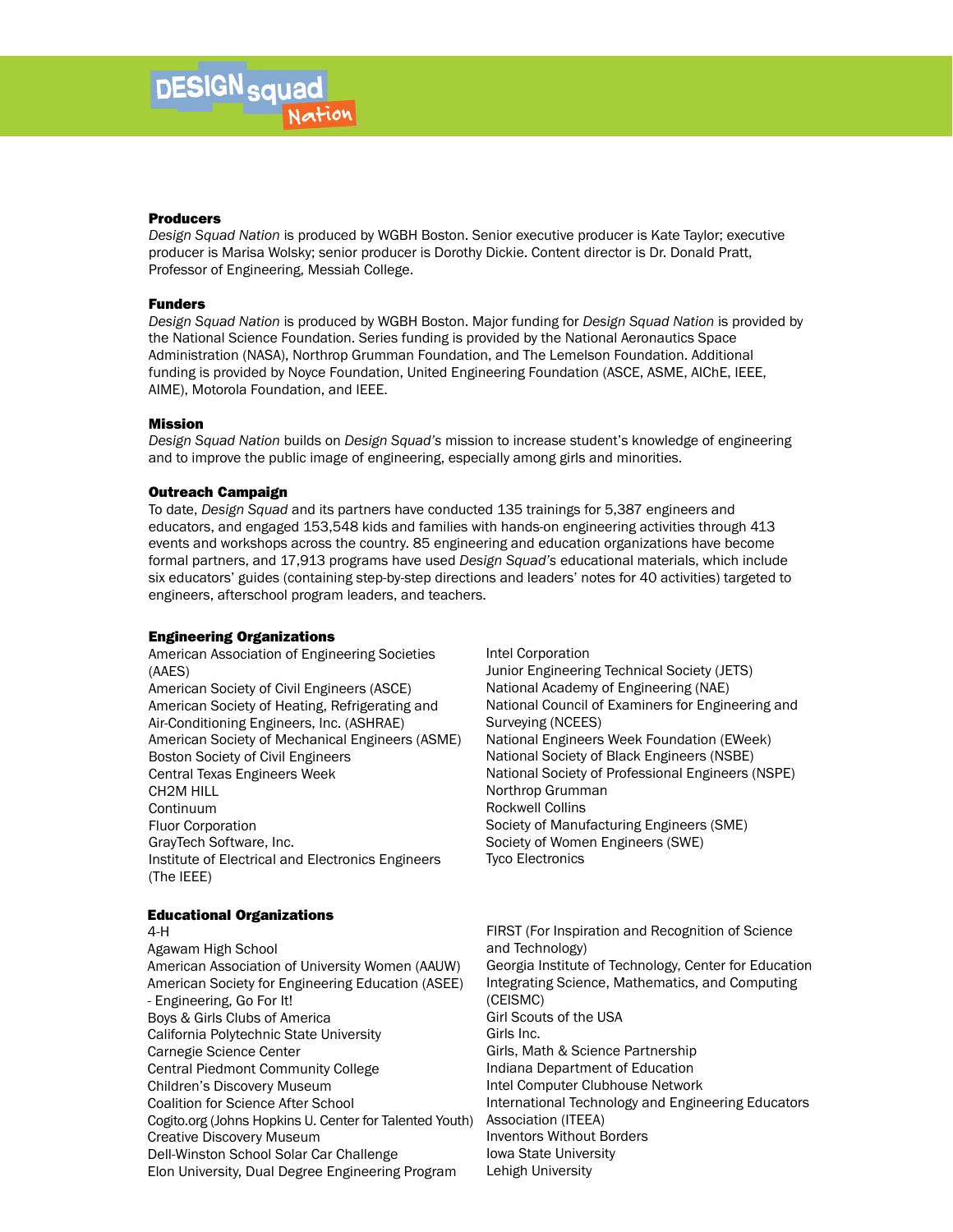### Producers

*Design Squad Nation* is produced by WGBH Boston. Senior executive producer is Kate Taylor; executive producer is Marisa Wolsky; senior producer is Dorothy Dickie. Content director is Dr. Donald Pratt, Professor of Engineering, Messiah College.

### Funders

*Design Squad Nation* is produced by WGBH Boston. Major funding for *Design Squad Nation* is provided by the National Science Foundation. Series funding is provided by the National Aeronautics Space Administration (NASA), Northrop Grumman Foundation, and The Lemelson Foundation. Additional funding is provided by Noyce Foundation, United Engineering Foundation (ASCE, ASME, AIChE, IEEE, AIME), Motorola Foundation, and IEEE.

### Mission

*Design Squad Nation* builds on *Design Squad's* mission to increase student's knowledge of engineering and to improve the public image of engineering, especially among girls and minorities.

### Outreach Campaign

To date, *Design Squad* and its partners have conducted 135 trainings for 5,387 engineers and educators, and engaged 153,548 kids and families with hands-on engineering activities through 413 events and workshops across the country. 85 engineering and education organizations have become formal partners, and 17,913 programs have used *Design Squad's* educational materials, which include six educators' guides (containing step-by-step directions and leaders' notes for 40 activities) targeted to engineers, afterschool program leaders, and teachers.

### Engineering Organizations

American Association of Engineering Societies (AAES)
American Society of Civil Engineers (ASCE)
American Society of Heating, Refrigerating and Air-Conditioning Engineers, Inc. (ASHRAE)
American Society of Mechanical Engineers (ASME)
Boston Society of Civil Engineers
Central Texas Engineers Week
CH2M HILL
Continuum
Fluor Corporation
GrayTech Software, Inc.
Institute of Electrical and Electronics Engineers (The IEEE)
Intel Corporation
Junior Engineering Technical Society (JETS)
National Academy of Engineering (NAE)
National Council of Examiners for Engineering and Surveying (NCEES)
National Engineers Week Foundation (EWeek)
National Society of Black Engineers (NSBE)
National Society of Professional Engineers (NSPE)
Northrop Grumman
Rockwell Collins
Society of Manufacturing Engineers (SME)
Society of Women Engineers (SWE)
Tyco Electronics

### Educational Organizations

4-H
Agawam High School
American Association of University Women (AAUW)
American Society for Engineering Education (ASEE) - Engineering, Go For It!
Boys & Girls Clubs of America
California Polytechnic State University
Carnegie Science Center
Central Piedmont Community College
Children's Discovery Museum
Coalition for Science After School
Cogito.org (Johns Hopkins U. Center for Talented Youth)
Creative Discovery Museum
Dell-Winston School Solar Car Challenge
Elon University, Dual Degree Engineering Program
FIRST (For Inspiration and Recognition of Science and Technology)
Georgia Institute of Technology, Center for Education Integrating Science, Mathematics, and Computing (CEISMC)
Girl Scouts of the USA
Girls Inc.
Girls, Math & Science Partnership
Indiana Department of Education
Intel Computer Clubhouse Network
International Technology and Engineering Educators Association (ITEEA)
Inventors Without Borders
Iowa State University
Lehigh University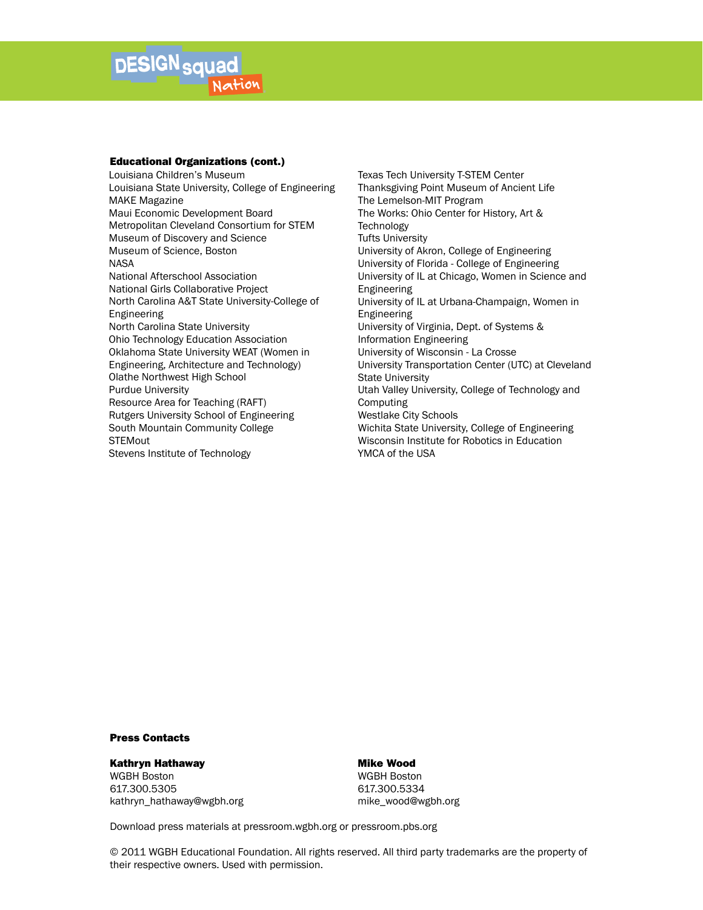**Educational Organizations (cont.)**

Louisiana Children's Museum
Louisiana State University, College of Engineering
MAKE Magazine
Maui Economic Development Board
Metropolitan Cleveland Consortium for STEM
Museum of Discovery and Science
Museum of Science, Boston
NASA
National Afterschool Association
National Girls Collaborative Project
North Carolina A&T State University-College of Engineering
North Carolina State University
Ohio Technology Education Association
Oklahoma State University WEAT (Women in Engineering, Architecture and Technology)
Olathe Northwest High School
Purdue University
Resource Area for Teaching (RAFT)
Rutgers University School of Engineering
South Mountain Community College
STEMout
Stevens Institute of Technology
Texas Tech University T-STEM Center
Thanksgiving Point Museum of Ancient Life
The Lemelson-MIT Program
The Works: Ohio Center for History, Art & Technology
Tufts University
University of Akron, College of Engineering
University of Florida - College of Engineering
University of IL at Chicago, Women in Science and Engineering
University of IL at Urbana-Champaign, Women in Engineering
University of Virginia, Dept. of Systems & Information Engineering
University of Wisconsin - La Crosse
University Transportation Center (UTC) at Cleveland State University
Utah Valley University, College of Technology and Computing
Westlake City Schools
Wichita State University, College of Engineering
Wisconsin Institute for Robotics in Education
YMCA of the USA

**Press Contacts**

**Kathryn Hathaway**
WGBH Boston
617.300.5305
kathryn_hathaway@wgbh.org

**Mike Wood**
WGBH Boston
617.300.5334
mike_wood@wgbh.org

Download press materials at pressroom.wgbh.org or pressroom.pbs.org

© 2011 WGBH Educational Foundation. All rights reserved. All third party trademarks are the property of their respective owners. Used with permission.